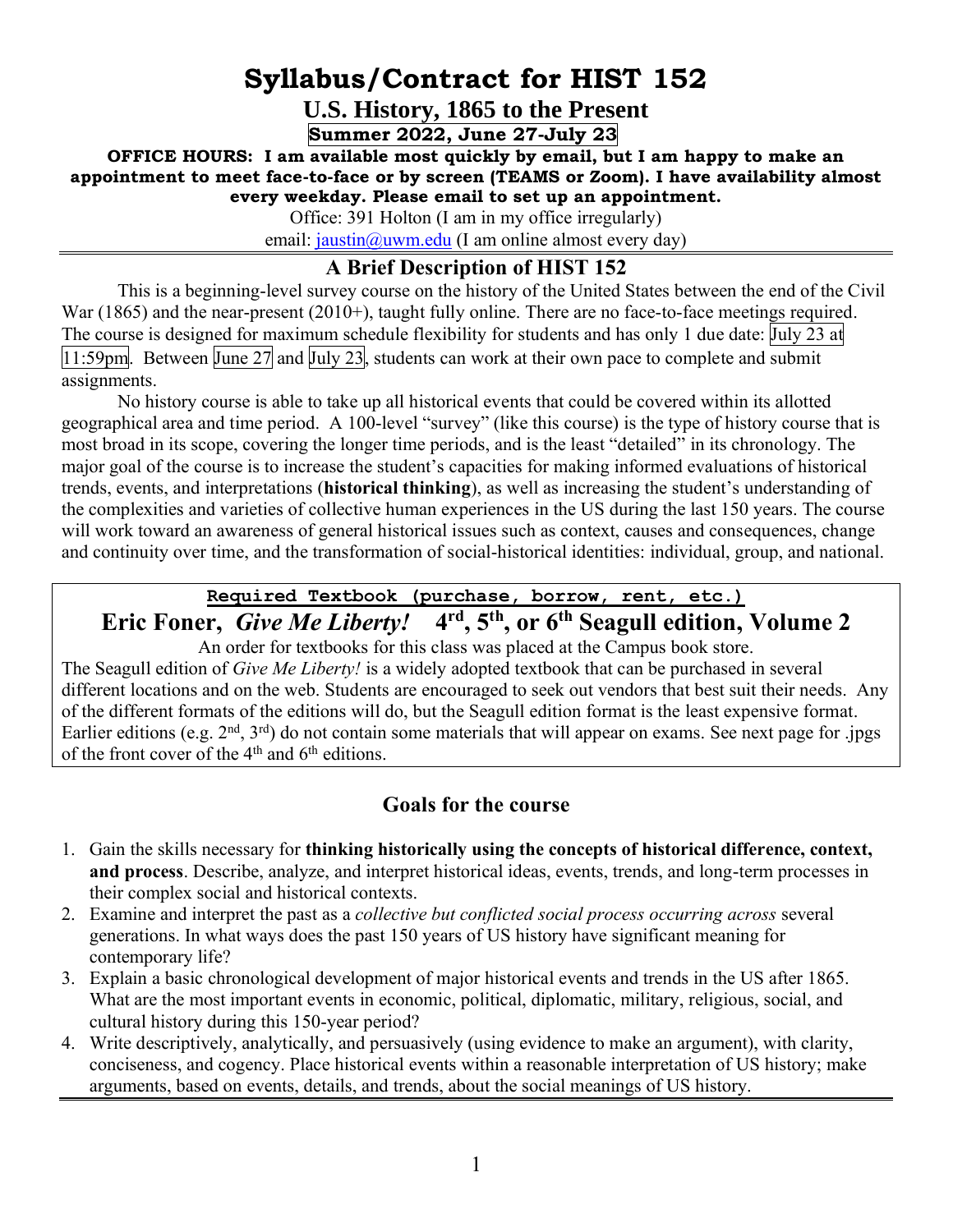# Syllabus/Contract for HIST 152

## U.S. History, 1865 to the Present

**Summer 2022, June 27-July 23**

**OFFICE HOURS: I am available most quickly by email, but I am happy to make an appointment to meet face-to-face or by screen (TEAMS or Zoom). I have availability almost every weekday. Please email to set up an appointment.**

Office: 391 Holton (I am in my office irregularly)
email: jaustin@uwm.edu (I am online almost every day)

---

## A Brief Description of HIST 152

This is a beginning-level survey course on the history of the United States between the end of the Civil War (1865) and the near-present (2010+), taught fully online. There are no face-to-face meetings required. The course is designed for maximum schedule flexibility for students and has only 1 due date: July 23 at 11:59pm. Between June 27 and July 23, students can work at their own pace to complete and submit assignments.

No history course is able to take up all historical events that could be covered within its allotted geographical area and time period. A 100-level "survey" (like this course) is the type of history course that is most broad in its scope, covering the longer time periods, and is the least "detailed" in its chronology. The major goal of the course is to increase the student's capacities for making informed evaluations of historical trends, events, and interpretations (**historical thinking**), as well as increasing the student's understanding of the complexities and varieties of collective human experiences in the US during the last 150 years. The course will work toward an awareness of general historical issues such as context, causes and consequences, change and continuity over time, and the transformation of social-historical identities: individual, group, and national.

---

**Required Textbook (purchase, borrow, rent, etc.)**

**Eric Foner, *Give Me Liberty!* 4th, 5th, or 6th Seagull edition, Volume 2**

An order for textbooks for this class was placed at the Campus book store.

The Seagull edition of *Give Me Liberty!* is a widely adopted textbook that can be purchased in several different locations and on the web. Students are encouraged to seek out vendors that best suit their needs. Any of the different formats of the editions will do, but the Seagull edition format is the least expensive format. Earlier editions (e.g. 2nd, 3rd) do not contain some materials that will appear on exams. See next page for .jpgs of the front cover of the 4th and 6th editions.

---

## Goals for the course

1. Gain the skills necessary for **thinking historically using the concepts of historical difference, context, and process**. Describe, analyze, and interpret historical ideas, events, trends, and long-term processes in their complex social and historical contexts.
2. Examine and interpret the past as a *collective but conflicted social process occurring across* several generations. In what ways does the past 150 years of US history have significant meaning for contemporary life?
3. Explain a basic chronological development of major historical events and trends in the US after 1865. What are the most important events in economic, political, diplomatic, military, religious, social, and cultural history during this 150-year period?
4. Write descriptively, analytically, and persuasively (using evidence to make an argument), with clarity, conciseness, and cogency. Place historical events within a reasonable interpretation of US history; make arguments, based on events, details, and trends, about the social meanings of US history.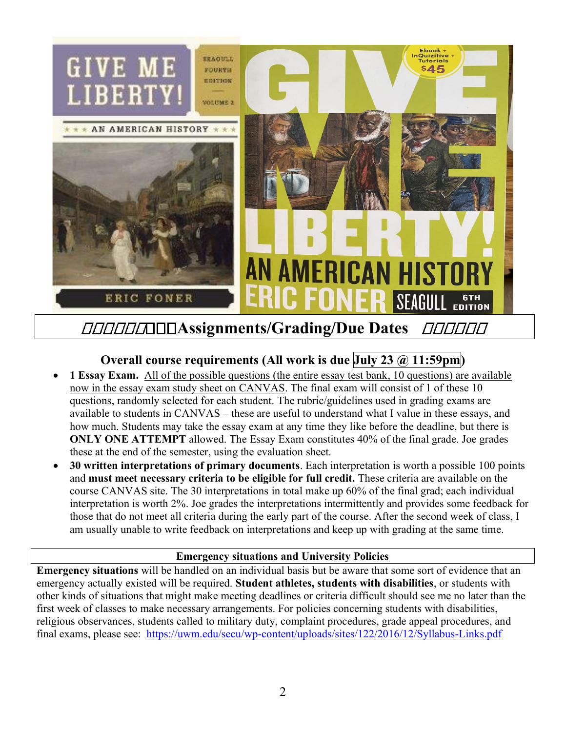## Assignments/Grading/Due Dates

### Overall course requirements (All work is due July 23 @ 11:59pm)

- **1 Essay Exam.** All of the possible questions (the entire essay test bank, 10 questions) are available now in the essay exam study sheet on CANVAS. The final exam will consist of 1 of these 10 questions, randomly selected for each student. The rubric/guidelines used in grading exams are available to students in CANVAS – these are useful to understand what I value in these essays, and how much. Students may take the essay exam at any time they like before the deadline, but there is **ONLY ONE ATTEMPT** allowed. The Essay Exam constitutes 40% of the final grade. Joe grades these at the end of the semester, using the evaluation sheet.
- **30 written interpretations of primary documents**. Each interpretation is worth a possible 100 points and **must meet necessary criteria to be eligible for full credit.** These criteria are available on the course CANVAS site. The 30 interpretations in total make up 60% of the final grad; each individual interpretation is worth 2%. Joe grades the interpretations intermittently and provides some feedback for those that do not meet all criteria during the early part of the course. After the second week of class, I am usually unable to write feedback on interpretations and keep up with grading at the same time.

### Emergency situations and University Policies

**Emergency situations** will be handled on an individual basis but be aware that some sort of evidence that an emergency actually existed will be required. **Student athletes, students with disabilities**, or students with other kinds of situations that might make meeting deadlines or criteria difficult should see me no later than the first week of classes to make necessary arrangements. For policies concerning students with disabilities, religious observances, students called to military duty, complaint procedures, grade appeal procedures, and final exams, please see: https://uwm.edu/secu/wp-content/uploads/sites/122/2016/12/Syllabus-Links.pdf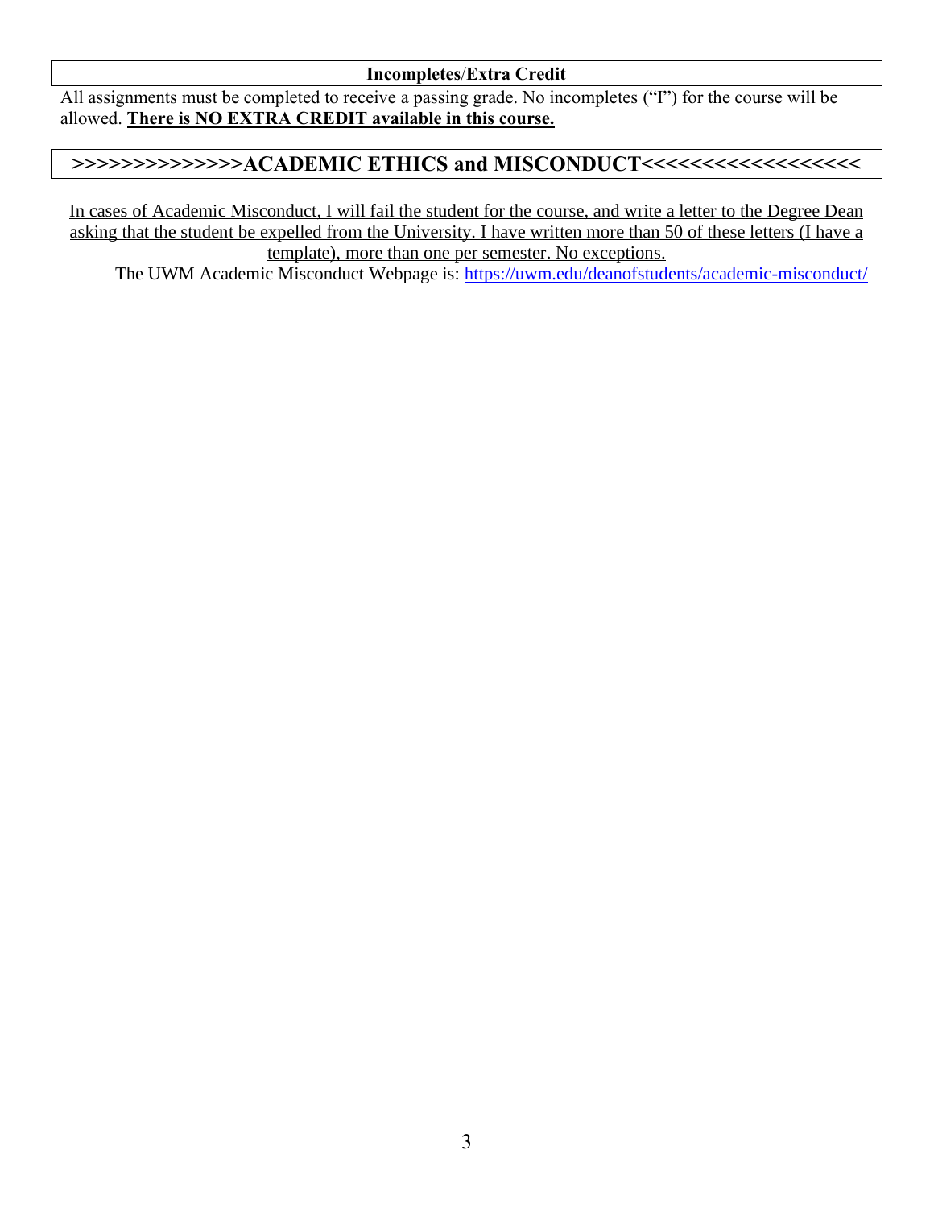## Incompletes/Extra Credit

All assignments must be completed to receive a passing grade. No incompletes ("I") for the course will be allowed. **There is NO EXTRA CREDIT available in this course.**

## >>>>>>>>>>>>>>>ACADEMIC ETHICS and MISCONDUCT<<<<<<<<<<<<<<<<<<<

In cases of Academic Misconduct, I will fail the student for the course, and write a letter to the Degree Dean asking that the student be expelled from the University. I have written more than 50 of these letters (I have a template), more than one per semester. No exceptions.

The UWM Academic Misconduct Webpage is: https://uwm.edu/deanofstudents/academic-misconduct/